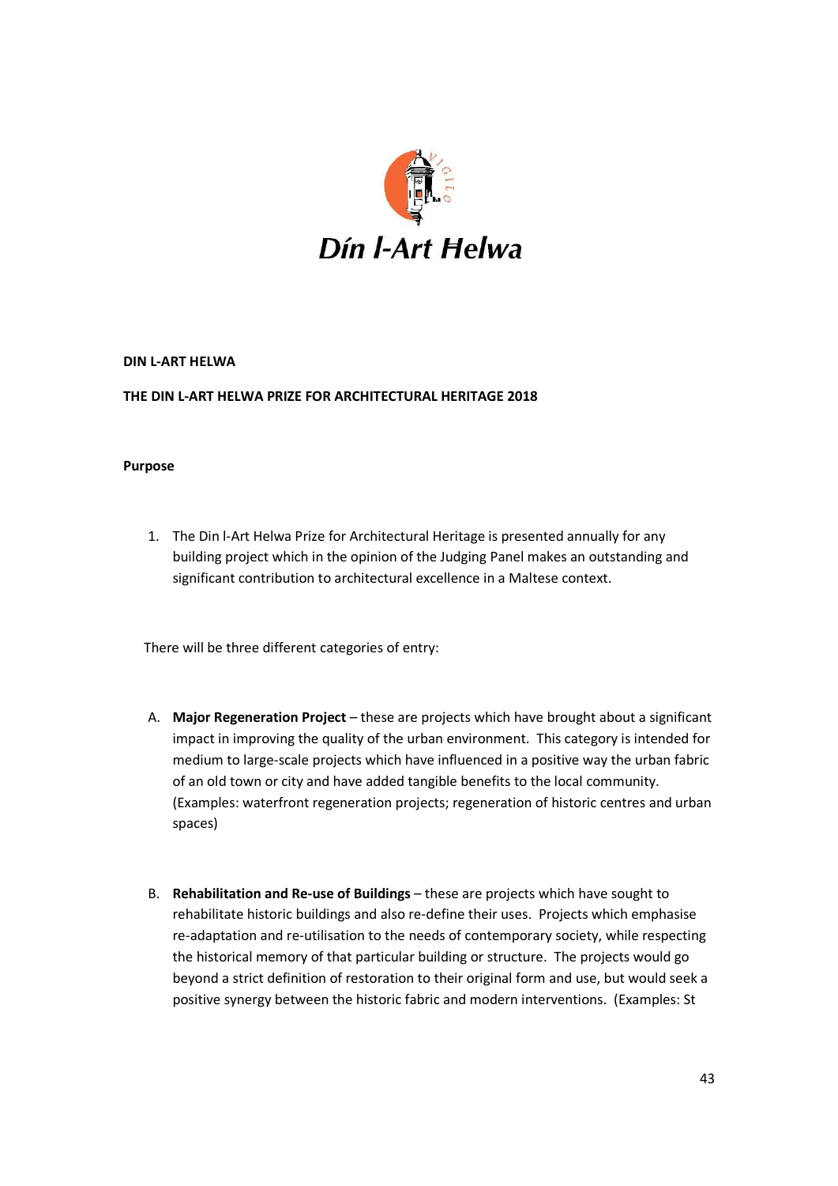Dín l-Art Helwa

**DIN L-ART HELWA**

**THE DIN L-ART HELWA PRIZE FOR ARCHITECTURAL HERITAGE 2018**

**Purpose**

1. The Din l-Art Helwa Prize for Architectural Heritage is presented annually for any building project which in the opinion of the Judging Panel makes an outstanding and significant contribution to architectural excellence in a Maltese context.

There will be three different categories of entry:

A. **Major Regeneration Project** – these are projects which have brought about a significant impact in improving the quality of the urban environment. This category is intended for medium to large-scale projects which have influenced in a positive way the urban fabric of an old town or city and have added tangible benefits to the local community. (Examples: waterfront regeneration projects; regeneration of historic centres and urban spaces)

B. **Rehabilitation and Re-use of Buildings** – these are projects which have sought to rehabilitate historic buildings and also re-define their uses. Projects which emphasise re-adaptation and re-utilisation to the needs of contemporary society, while respecting the historical memory of that particular building or structure. The projects would go beyond a strict definition of restoration to their original form and use, but would seek a positive synergy between the historic fabric and modern interventions. (Examples: St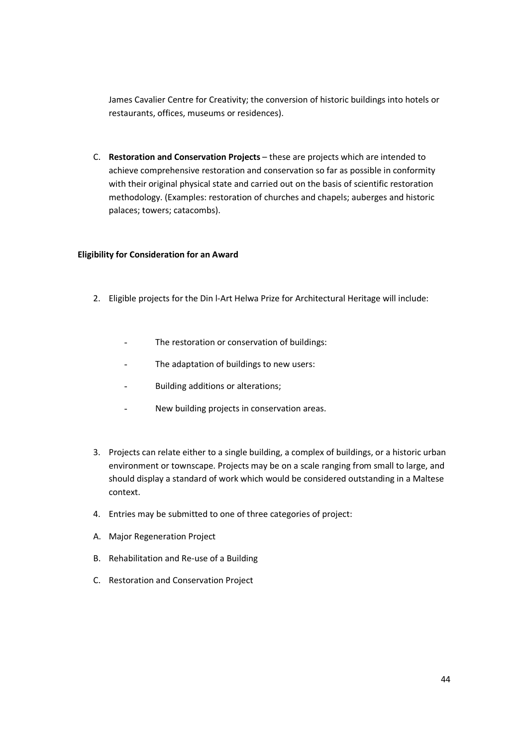James Cavalier Centre for Creativity; the conversion of historic buildings into hotels or restaurants, offices, museums or residences).

C. **Restoration and Conservation Projects** – these are projects which are intended to achieve comprehensive restoration and conservation so far as possible in conformity with their original physical state and carried out on the basis of scientific restoration methodology. (Examples: restoration of churches and chapels; auberges and historic palaces; towers; catacombs).

**Eligibility for Consideration for an Award**

2. Eligible projects for the Din l-Art Helwa Prize for Architectural Heritage will include:

   - The restoration or conservation of buildings:
   - The adaptation of buildings to new users:
   - Building additions or alterations;
   - New building projects in conservation areas.

3. Projects can relate either to a single building, a complex of buildings, or a historic urban environment or townscape. Projects may be on a scale ranging from small to large, and should display a standard of work which would be considered outstanding in a Maltese context.

4. Entries may be submitted to one of three categories of project:

A. Major Regeneration Project

B. Rehabilitation and Re-use of a Building

C. Restoration and Conservation Project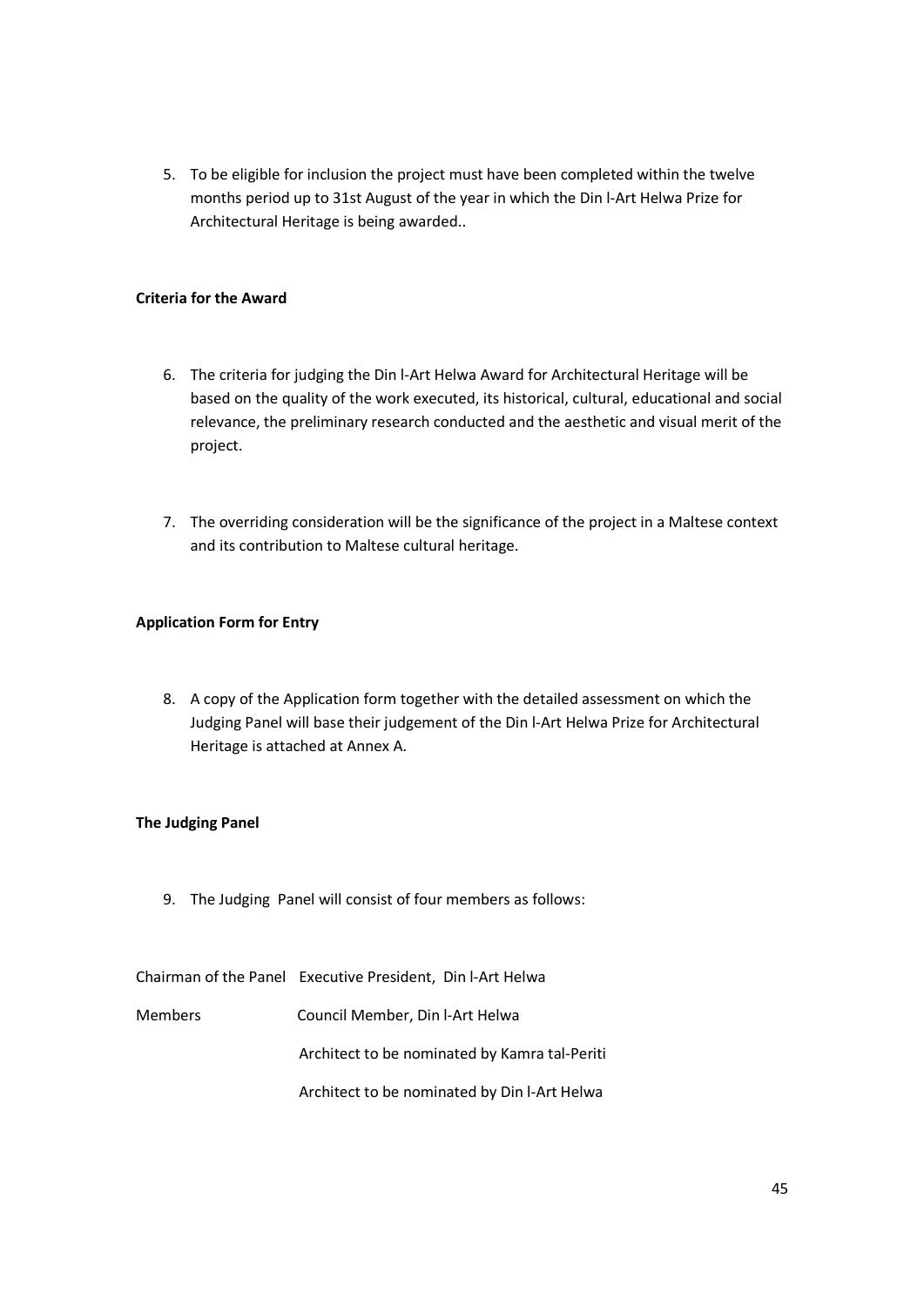5. To be eligible for inclusion the project must have been completed within the twelve months period up to 31st August of the year in which the Din l-Art Helwa Prize for Architectural Heritage is being awarded..

**Criteria for the Award**

6. The criteria for judging the Din l-Art Helwa Award for Architectural Heritage will be based on the quality of the work executed, its historical, cultural, educational and social relevance, the preliminary research conducted and the aesthetic and visual merit of the project.

7. The overriding consideration will be the significance of the project in a Maltese context and its contribution to Maltese cultural heritage.

**Application Form for Entry**

8. A copy of the Application form together with the detailed assessment on which the Judging Panel will base their judgement of the Din l-Art Helwa Prize for Architectural Heritage is attached at Annex A.

**The Judging Panel**

9. The Judging Panel will consist of four members as follows:

| | |
|---|---|
| Chairman of the Panel | Executive President, Din l-Art Helwa |
| Members | Council Member, Din l-Art Helwa |
| | Architect to be nominated by Kamra tal-Periti |
| | Architect to be nominated by Din l-Art Helwa |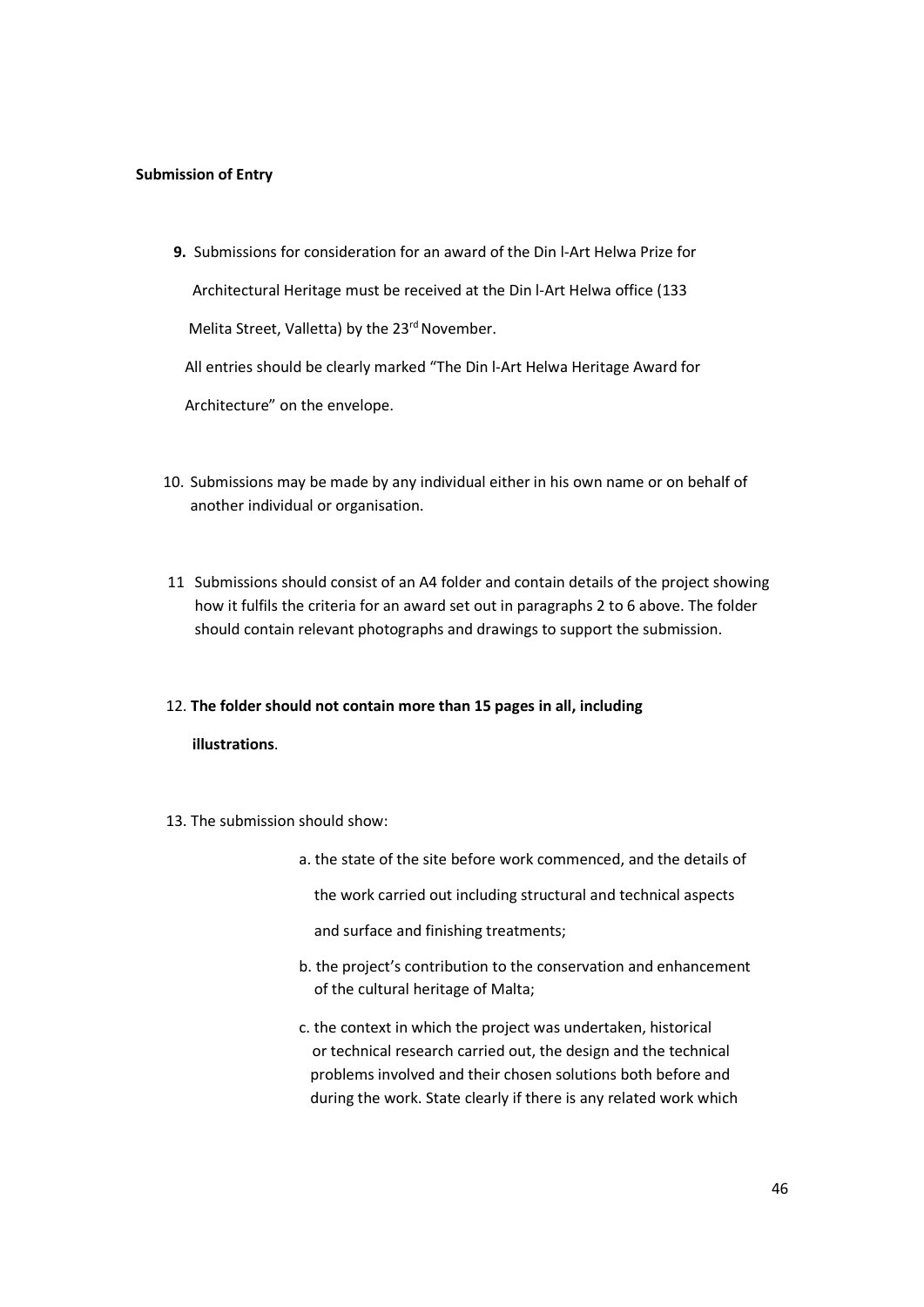**Submission of Entry**

**9.** Submissions for consideration for an award of the Din l-Art Helwa Prize for Architectural Heritage must be received at the Din l-Art Helwa office (133 Melita Street, Valletta) by the 23rd November.

All entries should be clearly marked "The Din l-Art Helwa Heritage Award for Architecture" on the envelope.

10. Submissions may be made by any individual either in his own name or on behalf of another individual or organisation.

11 Submissions should consist of an A4 folder and contain details of the project showing how it fulfils the criteria for an award set out in paragraphs 2 to 6 above. The folder should contain relevant photographs and drawings to support the submission.

12. **The folder should not contain more than 15 pages in all, including illustrations**.

13. The submission should show:

a. the state of the site before work commenced, and the details of the work carried out including structural and technical aspects and surface and finishing treatments;

b. the project's contribution to the conservation and enhancement of the cultural heritage of Malta;

c. the context in which the project was undertaken, historical or technical research carried out, the design and the technical problems involved and their chosen solutions both before and during the work. State clearly if there is any related work which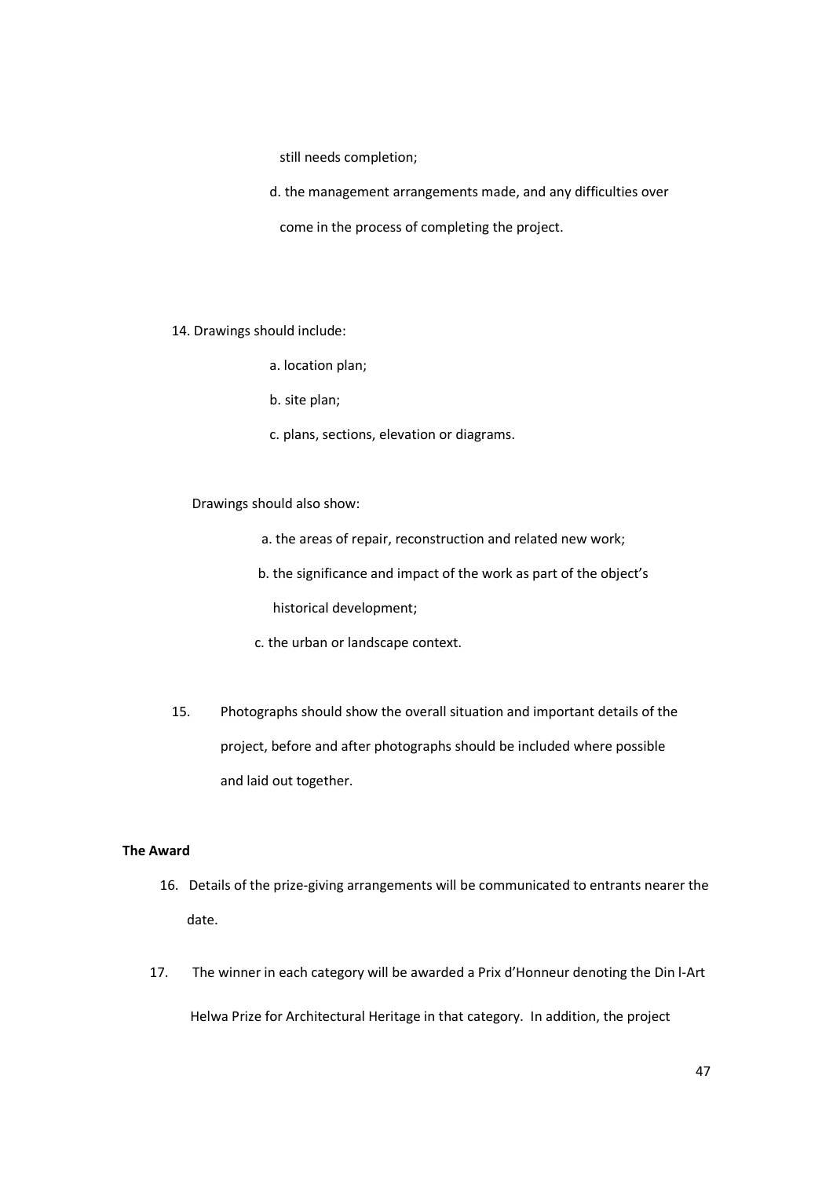still needs completion;

d. the management arrangements made, and any difficulties over come in the process of completing the project.

14. Drawings should include:

    a. location plan;

    b. site plan;

    c. plans, sections, elevation or diagrams.

    Drawings should also show:

    a. the areas of repair, reconstruction and related new work;

    b. the significance and impact of the work as part of the object's historical development;

    c. the urban or landscape context.

15. Photographs should show the overall situation and important details of the project, before and after photographs should be included where possible and laid out together.

**The Award**

16. Details of the prize-giving arrangements will be communicated to entrants nearer the date.

17. The winner in each category will be awarded a Prix d'Honneur denoting the Din l-Art Helwa Prize for Architectural Heritage in that category. In addition, the project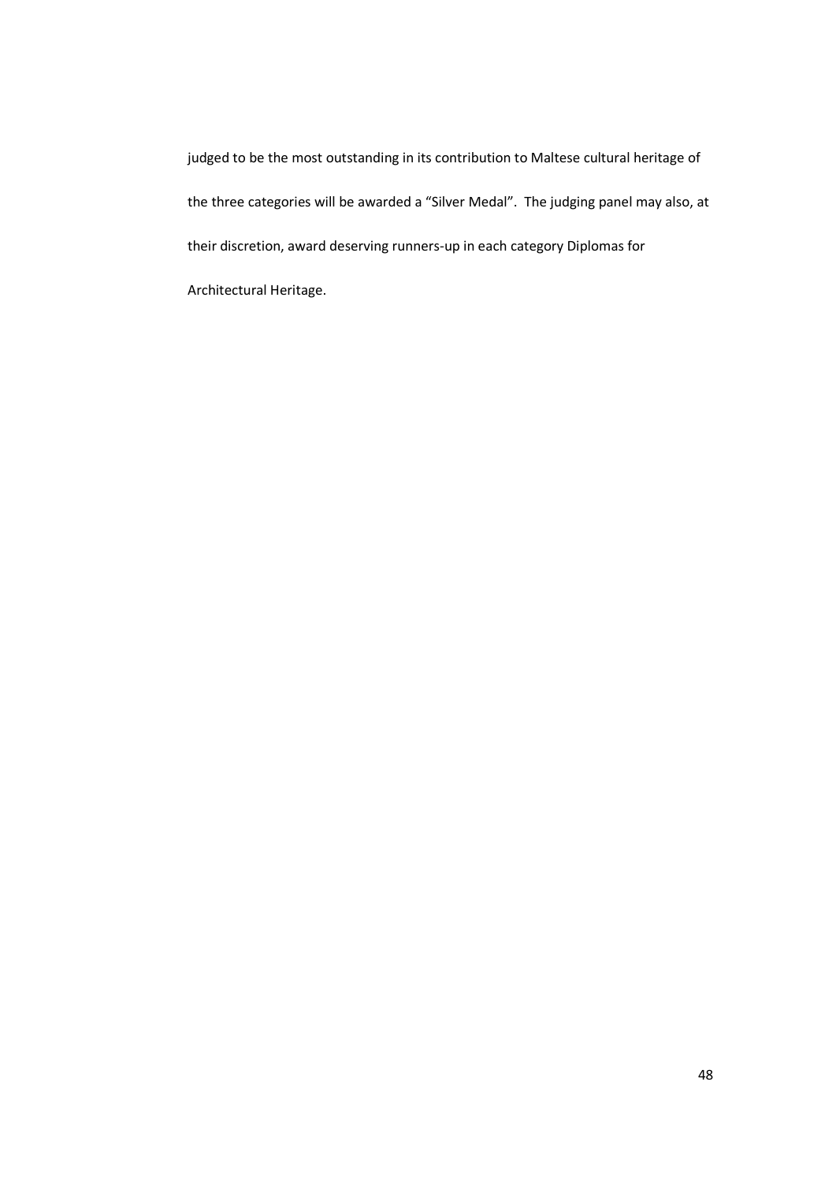judged to be the most outstanding in its contribution to Maltese cultural heritage of the three categories will be awarded a "Silver Medal". The judging panel may also, at their discretion, award deserving runners-up in each category Diplomas for Architectural Heritage.